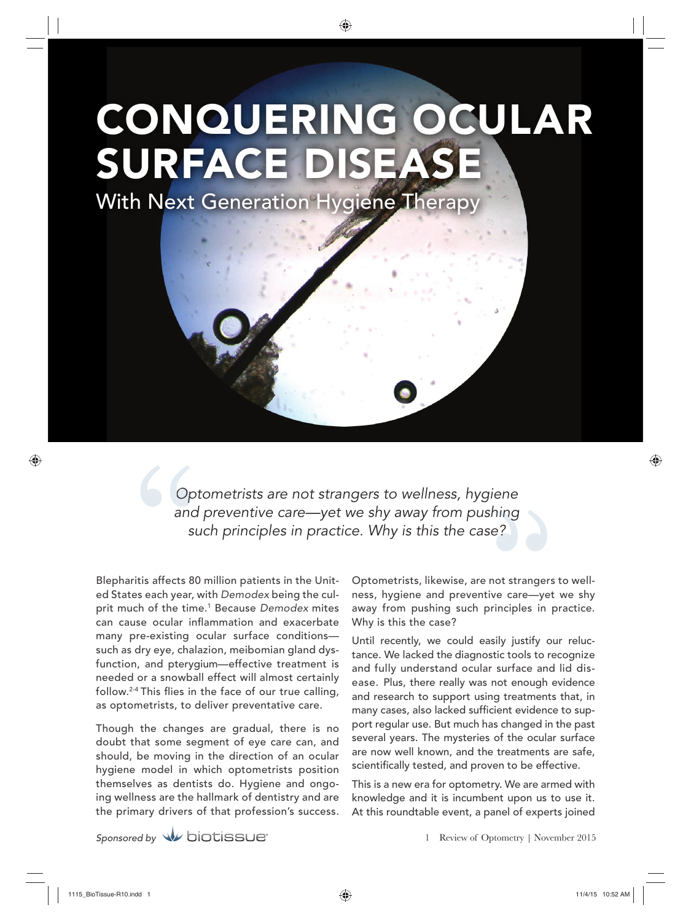# CONQUERING OCULAR SURFACE DISEASE

## With Next Generation Hygiene Therapy

> *Optometrists are not strangers to wellness, hygiene and preventive care—yet we shy away from pushing such principles in practice. Why is this the case?*

Blepharitis affects 80 million patients in the United States each year, with *Demodex* being the culprit much of the time.[1] Because *Demodex* mites can cause ocular inflammation and exacerbate many pre-existing ocular surface conditions—such as dry eye, chalazion, meibomian gland dysfunction, and pterygium—effective treatment is needed or a snowball effect will almost certainly follow.[2-4] This flies in the face of our true calling, as optometrists, to deliver preventative care.

Though the changes are gradual, there is no doubt that some segment of eye care can, and should, be moving in the direction of an ocular hygiene model in which optometrists position themselves as dentists do. Hygiene and ongoing wellness are the hallmark of dentistry and are the primary drivers of that profession's success. Optometrists, likewise, are not strangers to wellness, hygiene and preventive care—yet we shy away from pushing such principles in practice. Why is this the case?

Until recently, we could easily justify our reluctance. We lacked the diagnostic tools to recognize and fully understand ocular surface and lid disease. Plus, there really was not enough evidence and research to support using treatments that, in many cases, also lacked sufficient evidence to support regular use. But much has changed in the past several years. The mysteries of the ocular surface are now well known, and the treatments are safe, scientifically tested, and proven to be effective.

This is a new era for optometry. We are armed with knowledge and it is incumbent upon us to use it. At this roundtable event, a panel of experts joined

*Sponsored by* biotissue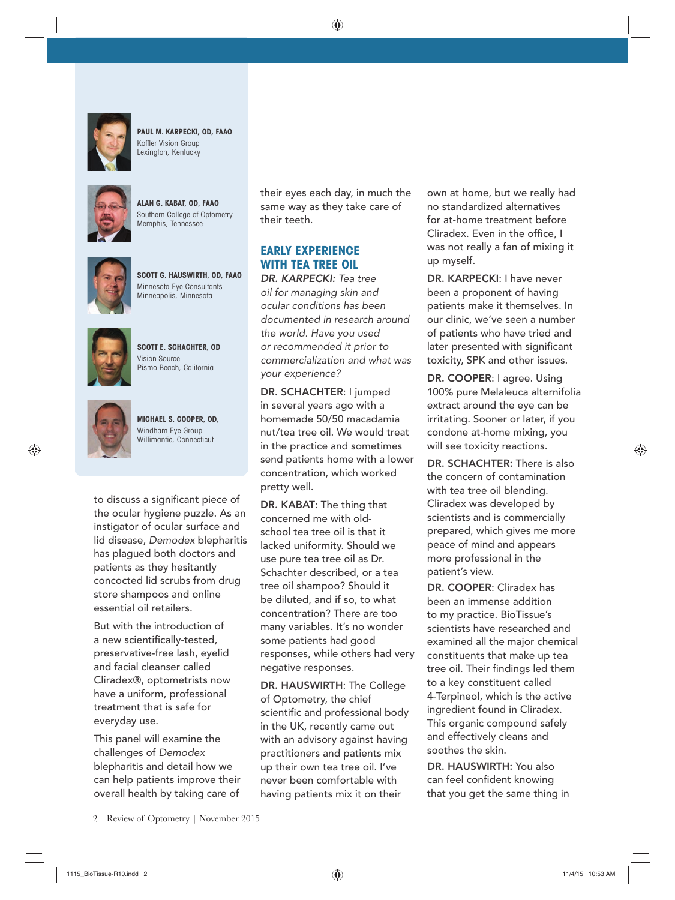**PAUL M. KARPECKI, OD, FAAO**
Koffler Vision Group
Lexington, Kentucky

**ALAN G. KABAT, OD, FAAO**
Southern College of Optometry
Memphis, Tennessee

**SCOTT G. HAUSWIRTH, OD, FAAO**
Minnesota Eye Consultants
Minneapolis, Minnesota

**SCOTT E. SCHACHTER, OD**
Vision Source
Pismo Beach, California

**MICHAEL S. COOPER, OD,**
Windham Eye Group
Willimantic, Connecticut

to discuss a significant piece of the ocular hygiene puzzle. As an instigator of ocular surface and lid disease, *Demodex* blepharitis has plagued both doctors and patients as they hesitantly concocted lid scrubs from drug store shampoos and online essential oil retailers.

But with the introduction of a new scientifically-tested, preservative-free lash, eyelid and facial cleanser called Cliradex®, optometrists now have a uniform, professional treatment that is safe for everyday use.

This panel will examine the challenges of *Demodex* blepharitis and detail how we can help patients improve their overall health by taking care of their eyes each day, in much the same way as they take care of their teeth.

## EARLY EXPERIENCE WITH TEA TREE OIL

**DR. KARPECKI:** *Tea tree oil for managing skin and ocular conditions has been documented in research around the world. Have you used or recommended it prior to commercialization and what was your experience?*

**DR. SCHACHTER**: I jumped in several years ago with a homemade 50/50 macadamia nut/tea tree oil. We would treat in the practice and sometimes send patients home with a lower concentration, which worked pretty well.

**DR. KABAT**: The thing that concerned me with old-school tea tree oil is that it lacked uniformity. Should we use pure tea tree oil as Dr. Schachter described, or a tea tree oil shampoo? Should it be diluted, and if so, to what concentration? There are too many variables. It's no wonder some patients had good responses, while others had very negative responses.

**DR. HAUSWIRTH**: The College of Optometry, the chief scientific and professional body in the UK, recently came out with an advisory against having practitioners and patients mix up their own tea tree oil. I've never been comfortable with having patients mix it on their own at home, but we really had no standardized alternatives for at-home treatment before Cliradex. Even in the office, I was not really a fan of mixing it up myself.

**DR. KARPECKI**: I have never been a proponent of having patients make it themselves. In our clinic, we've seen a number of patients who have tried and later presented with significant toxicity, SPK and other issues.

**DR. COOPER**: I agree. Using 100% pure Melaleuca alternifolia extract around the eye can be irritating. Sooner or later, if you condone at-home mixing, you will see toxicity reactions.

**DR. SCHACHTER:** There is also the concern of contamination with tea tree oil blending. Cliradex was developed by scientists and is commercially prepared, which gives me more peace of mind and appears more professional in the patient's view.

**DR. COOPER**: Cliradex has been an immense addition to my practice. BioTissue's scientists have researched and examined all the major chemical constituents that make up tea tree oil. Their findings led them to a key constituent called 4-Terpineol, which is the active ingredient found in Cliradex. This organic compound safely and effectively cleans and soothes the skin.

**DR. HAUSWIRTH:** You also can feel confident knowing that you get the same thing in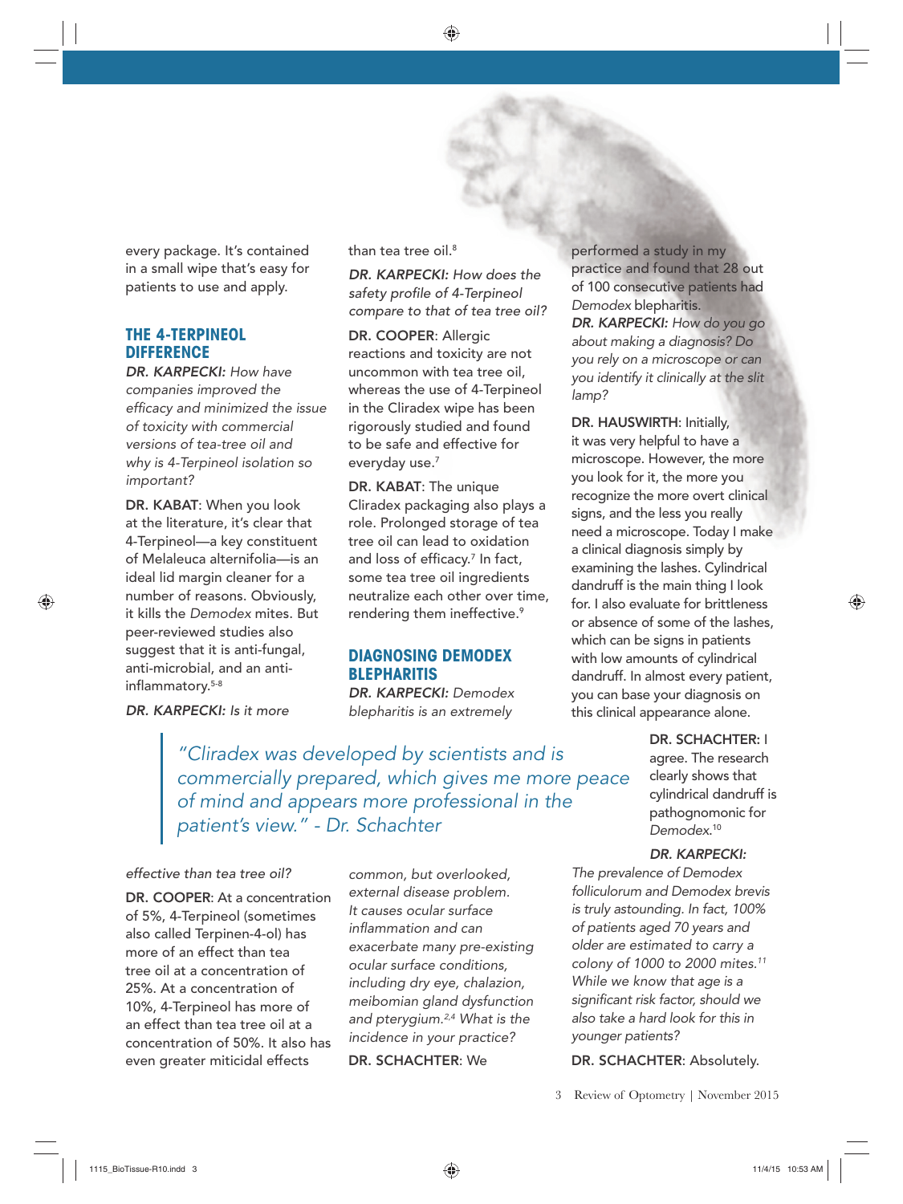every package. It's contained in a small wipe that's easy for patients to use and apply.

## THE 4-TERPINEOL DIFFERENCE

*DR. KARPECKI: How have companies improved the efficacy and minimized the issue of toxicity with commercial versions of tea-tree oil and why is 4-Terpineol isolation so important?*

**DR. KABAT**: When you look at the literature, it's clear that 4-Terpineol—a key constituent of Melaleuca alternifolia—is an ideal lid margin cleaner for a number of reasons. Obviously, it kills the *Demodex* mites. But peer-reviewed studies also suggest that it is anti-fungal, anti-microbial, and an anti-inflammatory.[5-8]

*DR. KARPECKI: Is it more effective than tea tree oil?*

**DR. COOPER**: At a concentration of 5%, 4-Terpineol (sometimes also called Terpinen-4-ol) has more of an effect than tea tree oil at a concentration of 25%. At a concentration of 10%, 4-Terpineol has more of an effect than tea tree oil at a concentration of 50%. It also has even greater miticidal effects than tea tree oil.[8]

*DR. KARPECKI: How does the safety profile of 4-Terpineol compare to that of tea tree oil?*

**DR. COOPER**: Allergic reactions and toxicity are not uncommon with tea tree oil, whereas the use of 4-Terpineol in the Cliradex wipe has been rigorously studied and found to be safe and effective for everyday use.[7]

**DR. KABAT**: The unique Cliradex packaging also plays a role. Prolonged storage of tea tree oil can lead to oxidation and loss of efficacy.[7] In fact, some tea tree oil ingredients neutralize each other over time, rendering them ineffective.[9]

## DIAGNOSING DEMODEX BLEPHARITIS

*DR. KARPECKI: Demodex blepharitis is an extremely common, but overlooked, external disease problem. It causes ocular surface inflammation and can exacerbate many pre-existing ocular surface conditions, including dry eye, chalazion, meibomian gland dysfunction and pterygium.[2,4] What is the incidence in your practice?*

**DR. SCHACHTER**: We performed a study in my practice and found that 28 out of 100 consecutive patients had *Demodex* blepharitis.

*DR. KARPECKI: How do you go about making a diagnosis? Do you rely on a microscope or can you identify it clinically at the slit lamp?*

**DR. HAUSWIRTH**: Initially, it was very helpful to have a microscope. However, the more you look for it, the more you recognize the more overt clinical signs, and the less you really need a microscope. Today I make a clinical diagnosis simply by examining the lashes. Cylindrical dandruff is the main thing I look for. I also evaluate for brittleness or absence of some of the lashes, which can be signs in patients with low amounts of cylindrical dandruff. In almost every patient, you can base your diagnosis on this clinical appearance alone.

> *"Cliradex was developed by scientists and is commercially prepared, which gives me more peace of mind and appears more professional in the patient's view." - Dr. Schachter*

**DR. SCHACHTER:** I agree. The research clearly shows that cylindrical dandruff is pathognomonic for *Demodex*.[10]

*DR. KARPECKI: The prevalence of Demodex folliculorum and Demodex brevis is truly astounding. In fact, 100% of patients aged 70 years and older are estimated to carry a colony of 1000 to 2000 mites.[11] While we know that age is a significant risk factor, should we also take a hard look for this in younger patients?*

**DR. SCHACHTER**: Absolutely.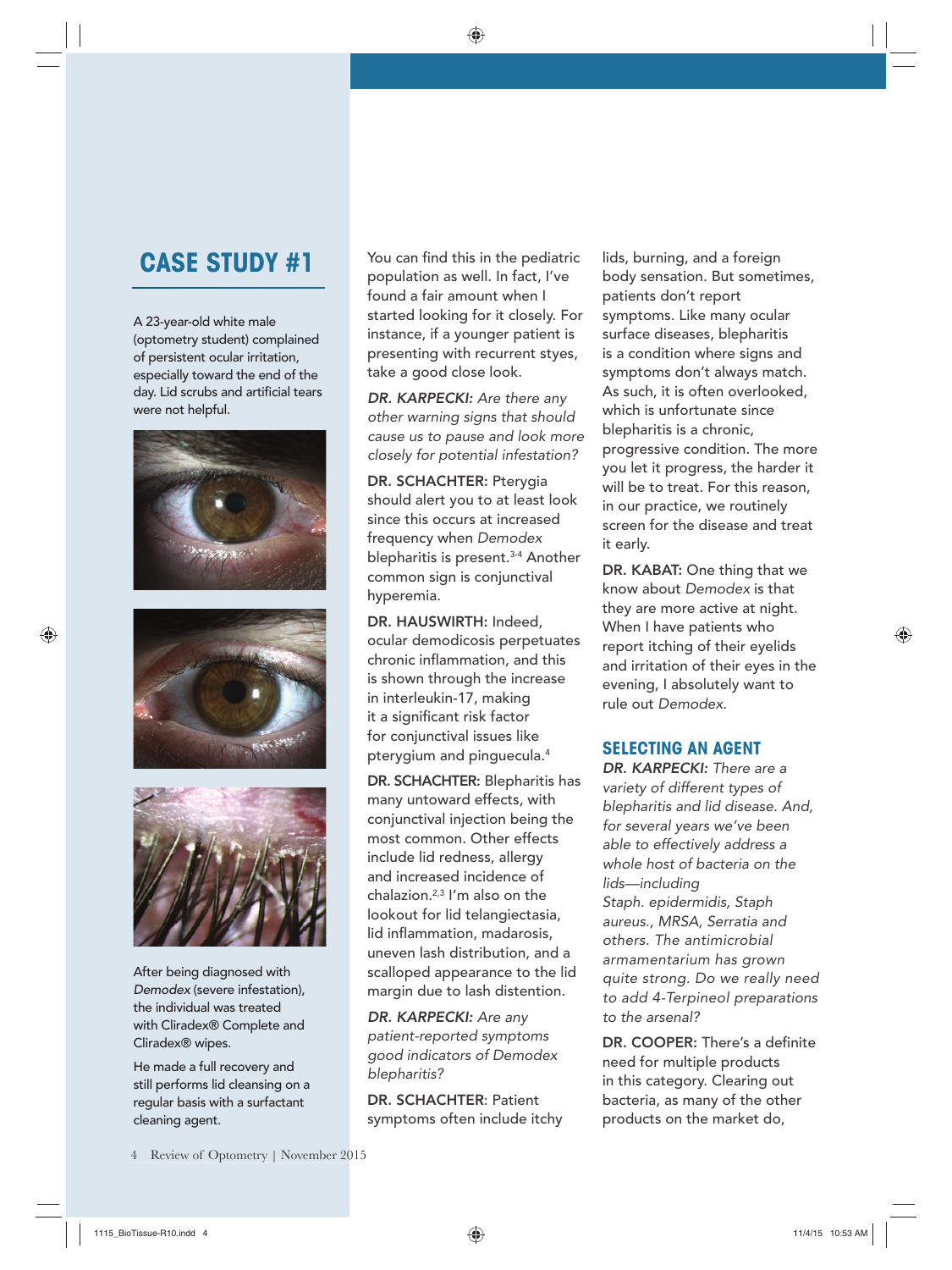## CASE STUDY #1

A 23-year-old white male (optometry student) complained of persistent ocular irritation, especially toward the end of the day. Lid scrubs and artificial tears were not helpful.

After being diagnosed with *Demodex* (severe infestation), the individual was treated with Cliradex® Complete and Cliradex® wipes.

He made a full recovery and still performs lid cleansing on a regular basis with a surfactant cleaning agent.

You can find this in the pediatric population as well. In fact, I've found a fair amount when I started looking for it closely. For instance, if a younger patient is presenting with recurrent styes, take a good close look.

***DR. KARPECKI:*** *Are there any other warning signs that should cause us to pause and look more closely for potential infestation?*

**DR. SCHACHTER:** Pterygia should alert you to at least look since this occurs at increased frequency when *Demodex* blepharitis is present.[3-4] Another common sign is conjunctival hyperemia.

**DR. HAUSWIRTH:** Indeed, ocular demodicosis perpetuates chronic inflammation, and this is shown through the increase in interleukin-17, making it a significant risk factor for conjunctival issues like pterygium and pinguecula.[4]

**DR. SCHACHTER:** Blepharitis has many untoward effects, with conjunctival injection being the most common. Other effects include lid redness, allergy and increased incidence of chalazion.[2,3] I'm also on the lookout for lid telangiectasia, lid inflammation, madarosis, uneven lash distribution, and a scalloped appearance to the lid margin due to lash distention.

***DR. KARPECKI:*** *Are any patient-reported symptoms good indicators of Demodex blepharitis?*

**DR. SCHACHTER**: Patient symptoms often include itchy lids, burning, and a foreign body sensation. But sometimes, patients don't report symptoms. Like many ocular surface diseases, blepharitis is a condition where signs and symptoms don't always match. As such, it is often overlooked, which is unfortunate since blepharitis is a chronic, progressive condition. The more you let it progress, the harder it will be to treat. For this reason, in our practice, we routinely screen for the disease and treat it early.

**DR. KABAT:** One thing that we know about *Demodex* is that they are more active at night. When I have patients who report itching of their eyelids and irritation of their eyes in the evening, I absolutely want to rule out *Demodex*.

### SELECTING AN AGENT

***DR. KARPECKI:*** *There are a variety of different types of blepharitis and lid disease. And, for several years we've been able to effectively address a whole host of bacteria on the lids—including Staph. epidermidis, Staph aureus., MRSA, Serratia and others. The antimicrobial armamentarium has grown quite strong. Do we really need to add 4-Terpineol preparations to the arsenal?*

**DR. COOPER:** There's a definite need for multiple products in this category. Clearing out bacteria, as many of the other products on the market do,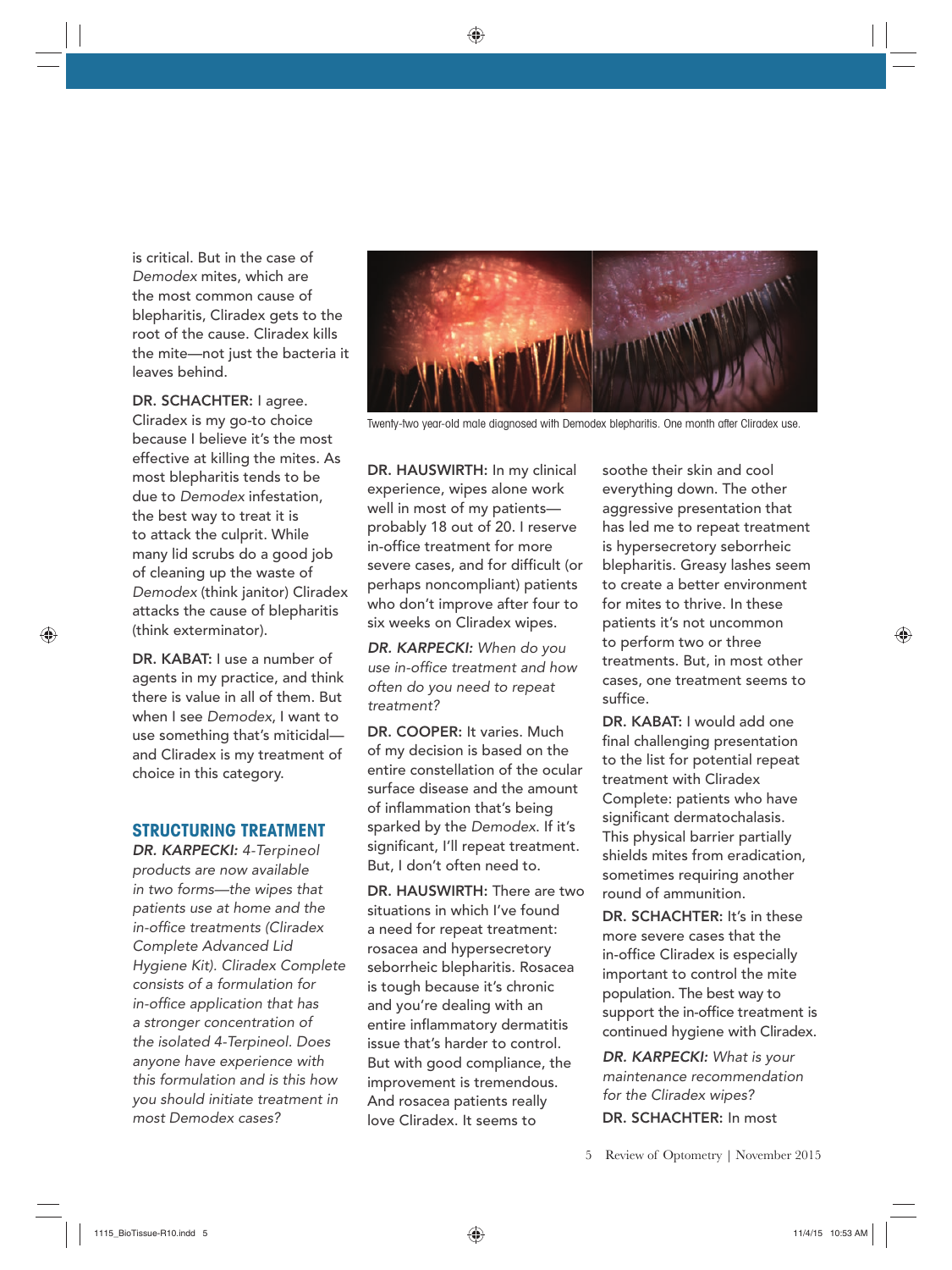is critical. But in the case of *Demodex* mites, which are the most common cause of blepharitis, Cliradex gets to the root of the cause. Cliradex kills the mite—not just the bacteria it leaves behind.

**DR. SCHACHTER:** I agree. Cliradex is my go-to choice because I believe it's the most effective at killing the mites. As most blepharitis tends to be due to *Demodex* infestation, the best way to treat it is to attack the culprit. While many lid scrubs do a good job of cleaning up the waste of *Demodex* (think janitor) Cliradex attacks the cause of blepharitis (think exterminator).

**DR. KABAT:** I use a number of agents in my practice, and think there is value in all of them. But when I see *Demodex*, I want to use something that's miticidal—and Cliradex is my treatment of choice in this category.

## STRUCTURING TREATMENT

***DR. KARPECKI:*** *4-Terpineol products are now available in two forms—the wipes that patients use at home and the in-office treatments (Cliradex Complete Advanced Lid Hygiene Kit). Cliradex Complete consists of a formulation for in-office application that has a stronger concentration of the isolated 4-Terpineol. Does anyone have experience with this formulation and is this how you should initiate treatment in most Demodex cases?*

Twenty-two year-old male diagnosed with Demodex blepharitis. One month after Cliradex use.

**DR. HAUSWIRTH:** In my clinical experience, wipes alone work well in most of my patients—probably 18 out of 20. I reserve in-office treatment for more severe cases, and for difficult (or perhaps noncompliant) patients who don't improve after four to six weeks on Cliradex wipes.

***DR. KARPECKI:*** *When do you use in-office treatment and how often do you need to repeat treatment?*

**DR. COOPER:** It varies. Much of my decision is based on the entire constellation of the ocular surface disease and the amount of inflammation that's being sparked by the *Demodex*. If it's significant, I'll repeat treatment. But, I don't often need to.

**DR. HAUSWIRTH:** There are two situations in which I've found a need for repeat treatment: rosacea and hypersecretory seborrheic blepharitis. Rosacea is tough because it's chronic and you're dealing with an entire inflammatory dermatitis issue that's harder to control. But with good compliance, the improvement is tremendous. And rosacea patients really love Cliradex. It seems to soothe their skin and cool everything down. The other aggressive presentation that has led me to repeat treatment is hypersecretory seborrheic blepharitis. Greasy lashes seem to create a better environment for mites to thrive. In these patients it's not uncommon to perform two or three treatments. But, in most other cases, one treatment seems to suffice.

**DR. KABAT:** I would add one final challenging presentation to the list for potential repeat treatment with Cliradex Complete: patients who have significant dermatochalasis. This physical barrier partially shields mites from eradication, sometimes requiring another round of ammunition.

**DR. SCHACHTER:** It's in these more severe cases that the in-office Cliradex is especially important to control the mite population. The best way to support the in-office treatment is continued hygiene with Cliradex.

***DR. KARPECKI:*** *What is your maintenance recommendation for the Cliradex wipes?*

**DR. SCHACHTER:** In most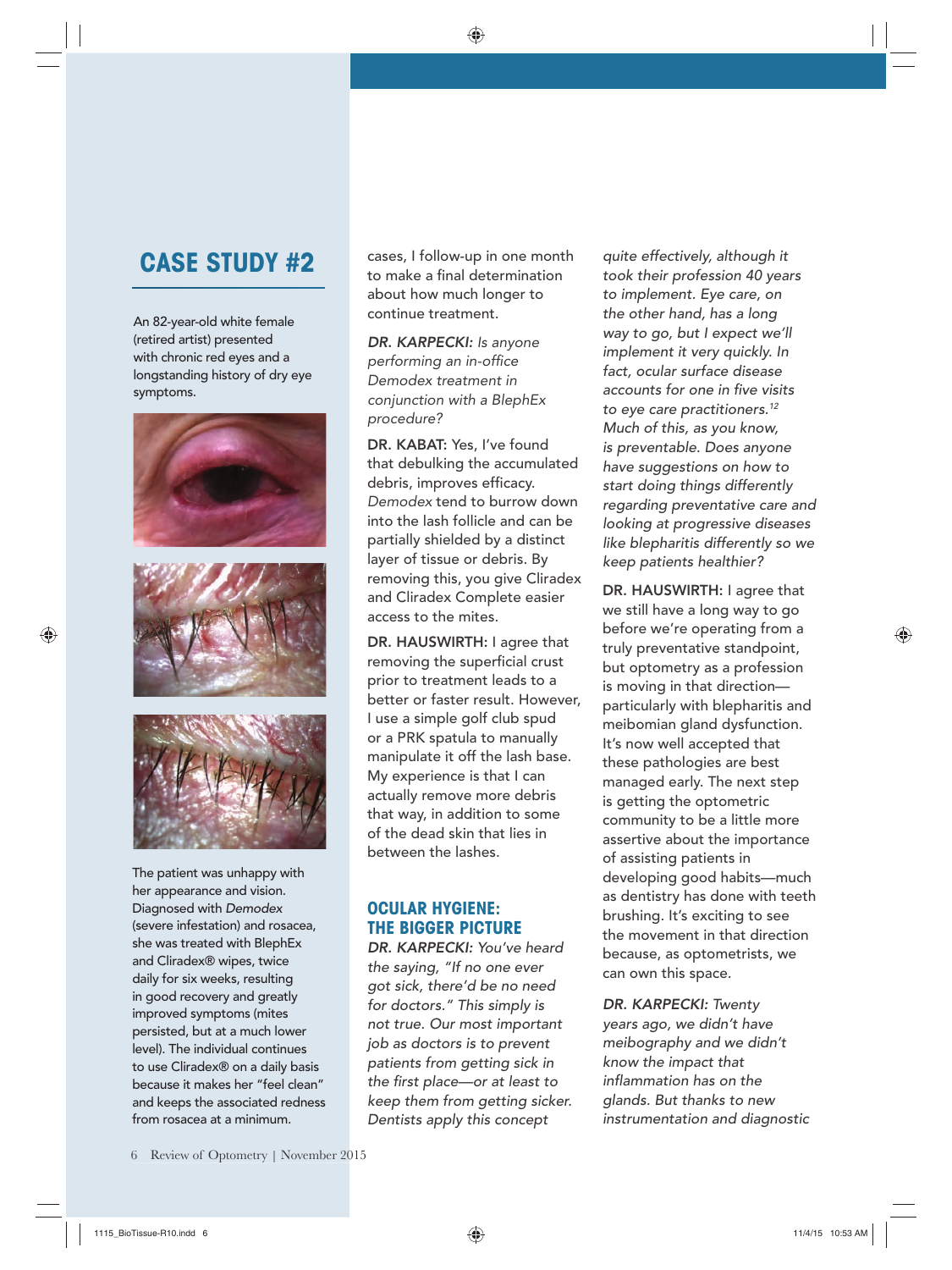## CASE STUDY #2

An 82-year-old white female (retired artist) presented with chronic red eyes and a longstanding history of dry eye symptoms.

The patient was unhappy with her appearance and vision. Diagnosed with *Demodex* (severe infestation) and rosacea, she was treated with BlephEx and Cliradex® wipes, twice daily for six weeks, resulting in good recovery and greatly improved symptoms (mites persisted, but at a much lower level). The individual continues to use Cliradex® on a daily basis because it makes her "feel clean" and keeps the associated redness from rosacea at a minimum.

cases, I follow-up in one month to make a final determination about how much longer to continue treatment.

***DR. KARPECKI:*** *Is anyone performing an in-office Demodex treatment in conjunction with a BlephEx procedure?*

**DR. KABAT:** Yes, I've found that debulking the accumulated debris, improves efficacy. *Demodex* tend to burrow down into the lash follicle and can be partially shielded by a distinct layer of tissue or debris. By removing this, you give Cliradex and Cliradex Complete easier access to the mites.

**DR. HAUSWIRTH:** I agree that removing the superficial crust prior to treatment leads to a better or faster result. However, I use a simple golf club spud or a PRK spatula to manually manipulate it off the lash base. My experience is that I can actually remove more debris that way, in addition to some of the dead skin that lies in between the lashes.

### OCULAR HYGIENE: THE BIGGER PICTURE

***DR. KARPECKI:*** *You've heard the saying, "If no one ever got sick, there'd be no need for doctors." This simply is not true. Our most important job as doctors is to prevent patients from getting sick in the first place—or at least to keep them from getting sicker. Dentists apply this concept quite effectively, although it took their profession 40 years to implement. Eye care, on the other hand, has a long way to go, but I expect we'll implement it very quickly. In fact, ocular surface disease accounts for one in five visits to eye care practitioners.[12] Much of this, as you know, is preventable. Does anyone have suggestions on how to start doing things differently regarding preventative care and looking at progressive diseases like blepharitis differently so we keep patients healthier?*

**DR. HAUSWIRTH:** I agree that we still have a long way to go before we're operating from a truly preventative standpoint, but optometry as a profession is moving in that direction—particularly with blepharitis and meibomian gland dysfunction. It's now well accepted that these pathologies are best managed early. The next step is getting the optometric community to be a little more assertive about the importance of assisting patients in developing good habits—much as dentistry has done with teeth brushing. It's exciting to see the movement in that direction because, as optometrists, we can own this space.

***DR. KARPECKI:*** *Twenty years ago, we didn't have meibography and we didn't know the impact that inflammation has on the glands. But thanks to new instrumentation and diagnostic*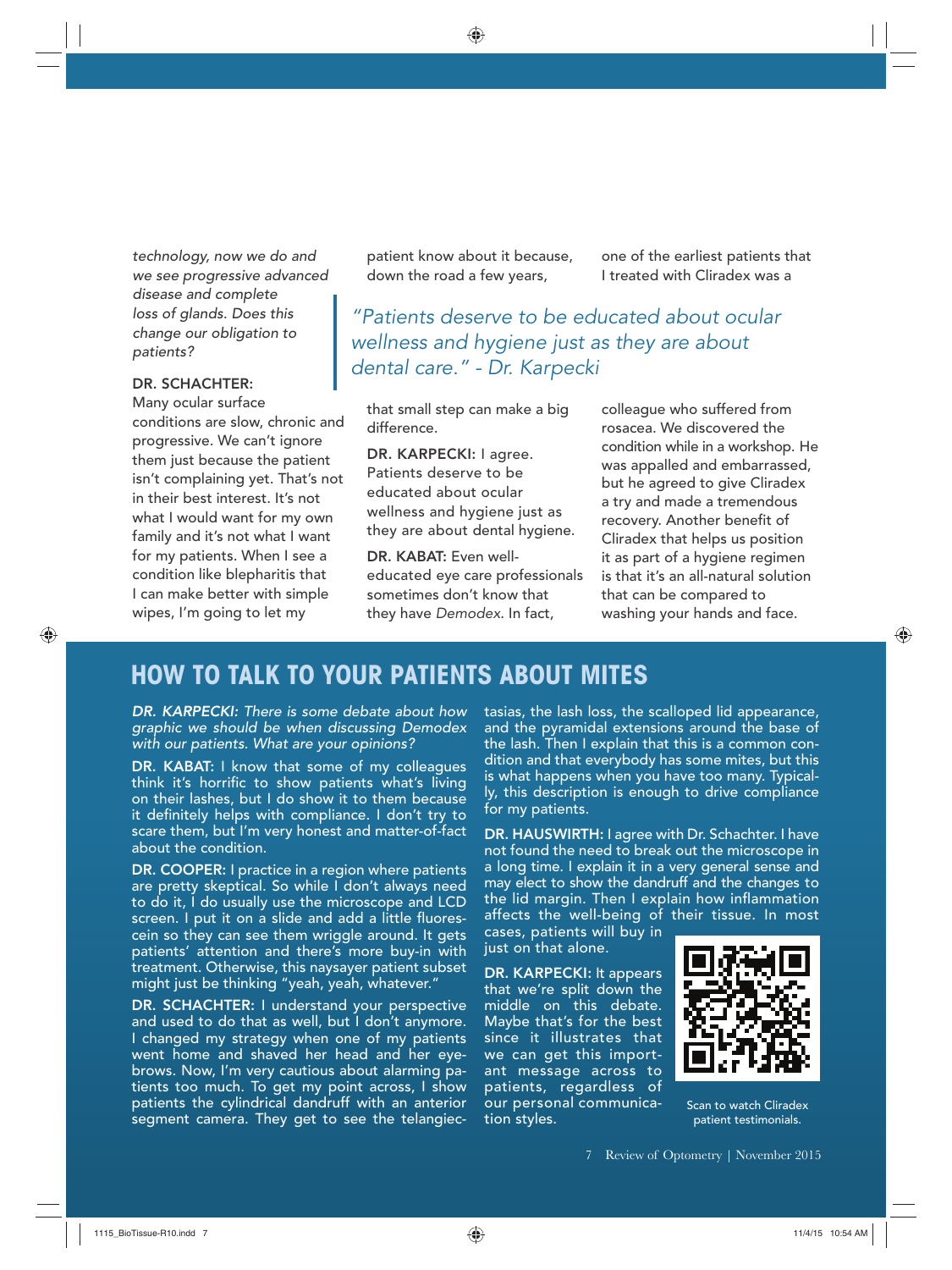*technology, now we do and we see progressive advanced disease and complete loss of glands. Does this change our obligation to patients?*

**DR. SCHACHTER:** Many ocular surface conditions are slow, chronic and progressive. We can't ignore them just because the patient isn't complaining yet. That's not in their best interest. It's not what I would want for my own family and it's not what I want for my patients. When I see a condition like blepharitis that I can make better with simple wipes, I'm going to let my patient know about it because, down the road a few years, that small step can make a big difference.

> *"Patients deserve to be educated about ocular wellness and hygiene just as they are about dental care." - Dr. Karpecki*

**DR. KARPECKI:** I agree. Patients deserve to be educated about ocular wellness and hygiene just as they are about dental hygiene.

**DR. KABAT:** Even well-educated eye care professionals sometimes don't know that they have *Demodex*. In fact, one of the earliest patients that I treated with Cliradex was a colleague who suffered from rosacea. We discovered the condition while in a workshop. He was appalled and embarrassed, but he agreed to give Cliradex a try and made a tremendous recovery. Another benefit of Cliradex that helps us position it as part of a hygiene regimen is that it's an all-natural solution that can be compared to washing your hands and face.

## HOW TO TALK TO YOUR PATIENTS ABOUT MITES

***DR. KARPECKI:** There is some debate about how graphic we should be when discussing Demodex with our patients. What are your opinions?*

**DR. KABAT:** I know that some of my colleagues think it's horrific to show patients what's living on their lashes, but I do show it to them because it definitely helps with compliance. I don't try to scare them, but I'm very honest and matter-of-fact about the condition.

**DR. COOPER:** I practice in a region where patients are pretty skeptical. So while I don't always need to do it, I do usually use the microscope and LCD screen. I put it on a slide and add a little fluorescein so they can see them wriggle around. It gets patients' attention and there's more buy-in with treatment. Otherwise, this naysayer patient subset might just be thinking "yeah, yeah, whatever."

**DR. SCHACHTER:** I understand your perspective and used to do that as well, but I don't anymore. I changed my strategy when one of my patients went home and shaved her head and her eyebrows. Now, I'm very cautious about alarming patients too much. To get my point across, I show patients the cylindrical dandruff with an anterior segment camera. They get to see the telangiectasias, the lash loss, the scalloped lid appearance, and the pyramidal extensions around the base of the lash. Then I explain that this is a common condition and that everybody has some mites, but this is what happens when you have too many. Typically, this description is enough to drive compliance for my patients.

**DR. HAUSWIRTH:** I agree with Dr. Schachter. I have not found the need to break out the microscope in a long time. I explain it in a very general sense and may elect to show the dandruff and the changes to the lid margin. Then I explain how inflammation affects the well-being of their tissue. In most cases, patients will buy in just on that alone.

**DR. KARPECKI:** It appears that we're split down the middle on this debate. Maybe that's for the best since it illustrates that we can get this important message across to patients, regardless of our personal communication styles.

Scan to watch Cliradex patient testimonials.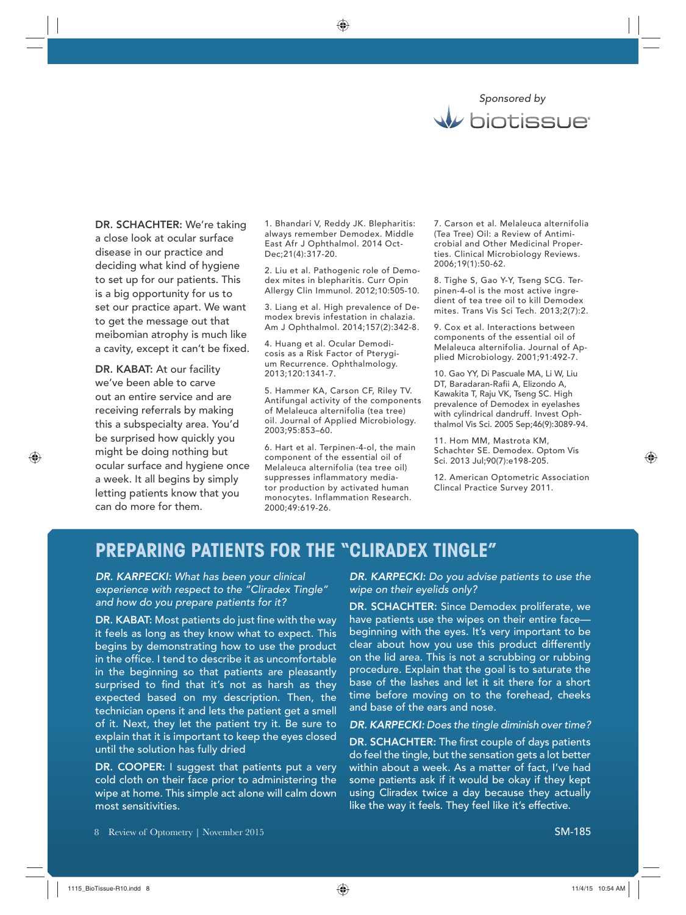*Sponsored by* biotissue

**DR. SCHACHTER:** We're taking a close look at ocular surface disease in our practice and deciding what kind of hygiene to set up for our patients. This is a big opportunity for us to set our practice apart. We want to get the message out that meibomian atrophy is much like a cavity, except it can't be fixed.

**DR. KABAT:** At our facility we've been able to carve out an entire service and are receiving referrals by making this a subspecialty area. You'd be surprised how quickly you might be doing nothing but ocular surface and hygiene once a week. It all begins by simply letting patients know that you can do more for them.

1. Bhandari V, Reddy JK. Blepharitis: always remember Demodex. Middle East Afr J Ophthalmol. 2014 Oct-Dec;21(4):317-20.

2. Liu et al. Pathogenic role of Demodex mites in blepharitis. Curr Opin Allergy Clin Immunol. 2012;10:505-10.

3. Liang et al. High prevalence of Demodex brevis infestation in chalazia. Am J Ophthalmol. 2014;157(2):342-8.

4. Huang et al. Ocular Demodicosis as a Risk Factor of Pterygium Recurrence. Ophthalmology. 2013;120:1341-7.

5. Hammer KA, Carson CF, Riley TV. Antifungal activity of the components of Melaleuca alternifolia (tea tree) oil. Journal of Applied Microbiology. 2003;95:853–60.

6. Hart et al. Terpinen-4-ol, the main component of the essential oil of Melaleuca alternifolia (tea tree oil) suppresses inflammatory mediator production by activated human monocytes. Inflammation Research. 2000;49:619-26.

7. Carson et al. Melaleuca alternifolia (Tea Tree) Oil: a Review of Antimicrobial and Other Medicinal Properties. Clinical Microbiology Reviews. 2006;19(1):50-62.

8. Tighe S, Gao Y-Y, Tseng SCG. Terpinen-4-ol is the most active ingredient of tea tree oil to kill Demodex mites. Trans Vis Sci Tech. 2013;2(7):2.

9. Cox et al. Interactions between components of the essential oil of Melaleuca alternifolia. Journal of Applied Microbiology. 2001;91:492-7.

10. Gao YY, Di Pascuale MA, Li W, Liu DT, Baradaran-Rafii A, Elizondo A, Kawakita T, Raju VK, Tseng SC. High prevalence of Demodex in eyelashes with cylindrical dandruff. Invest Ophthalmol Vis Sci. 2005 Sep;46(9):3089-94.

11. Hom MM, Mastrota KM, Schachter SE. Demodex. Optom Vis Sci. 2013 Jul;90(7):e198-205.

12. American Optometric Association Clincal Practice Survey 2011.

## PREPARING PATIENTS FOR THE "CLIRADEX TINGLE"

***DR. KARPECKI:** What has been your clinical experience with respect to the "Cliradex Tingle" and how do you prepare patients for it?*

**DR. KABAT:** Most patients do just fine with the way it feels as long as they know what to expect. This begins by demonstrating how to use the product in the office. I tend to describe it as uncomfortable in the beginning so that patients are pleasantly surprised to find that it's not as harsh as they expected based on my description. Then, the technician opens it and lets the patient get a smell of it. Next, they let the patient try it. Be sure to explain that it is important to keep the eyes closed until the solution has fully dried

**DR. COOPER:** I suggest that patients put a very cold cloth on their face prior to administering the wipe at home. This simple act alone will calm down most sensitivities.

***DR. KARPECKI:** Do you advise patients to use the wipe on their eyelids only?*

**DR. SCHACHTER:** Since Demodex proliferate, we have patients use the wipes on their entire face—beginning with the eyes. It's very important to be clear about how you use this product differently on the lid area. This is not a scrubbing or rubbing procedure. Explain that the goal is to saturate the base of the lashes and let it sit there for a short time before moving on to the forehead, cheeks and base of the ears and nose.

***DR. KARPECKI:** Does the tingle diminish over time?*

**DR. SCHACHTER:** The first couple of days patients do feel the tingle, but the sensation gets a lot better within about a week. As a matter of fact, I've had some patients ask if it would be okay if they kept using Cliradex twice a day because they actually like the way it feels. They feel like it's effective.